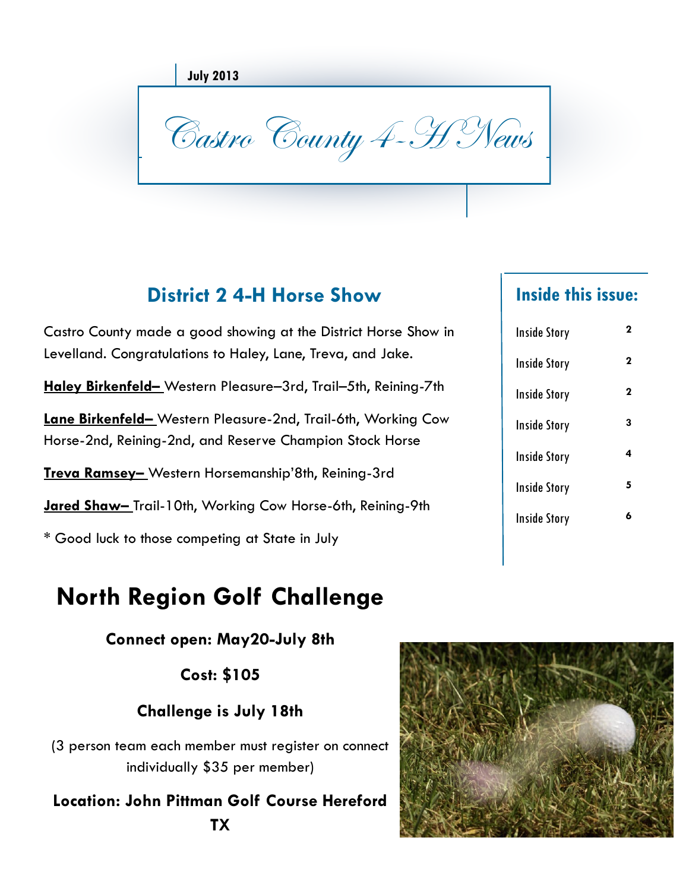July 2013

# Castro County 4-H News

## District 2 4-H Horse Show

Castro County made a good showing at the District Horse Show in Levelland. Congratulations to Haley, Lane, Treva, and Jake.

**Haley Birkenfeld–** Western Pleasure–3rd, Trail–5th, Reining-7th

**Lane Birkenfeld–** Western Pleasure-2nd, Trail-6th, Working Cow Horse-2nd, Reining-2nd, and Reserve Champion Stock Horse

**Treva Ramsey–** Western Horsemanship'8th, Reining-3rd

**Jared Shaw–** Trail-10th, Working Cow Horse-6th, Reining-9th

* Good luck to those competing at State in July

## Inside this issue:

| | |
|---|---|
| Inside Story | 2 |
| Inside Story | 2 |
| Inside Story | 2 |
| Inside Story | 3 |
| Inside Story | 4 |
| Inside Story | 5 |
| Inside Story | 6 |

# North Region Golf Challenge

**Connect open: May20-July 8th**

**Cost: $105**

**Challenge is July 18th**

(3 person team each member must register on connect individually $35 per member)

**Location: John Pittman Golf Course Hereford TX**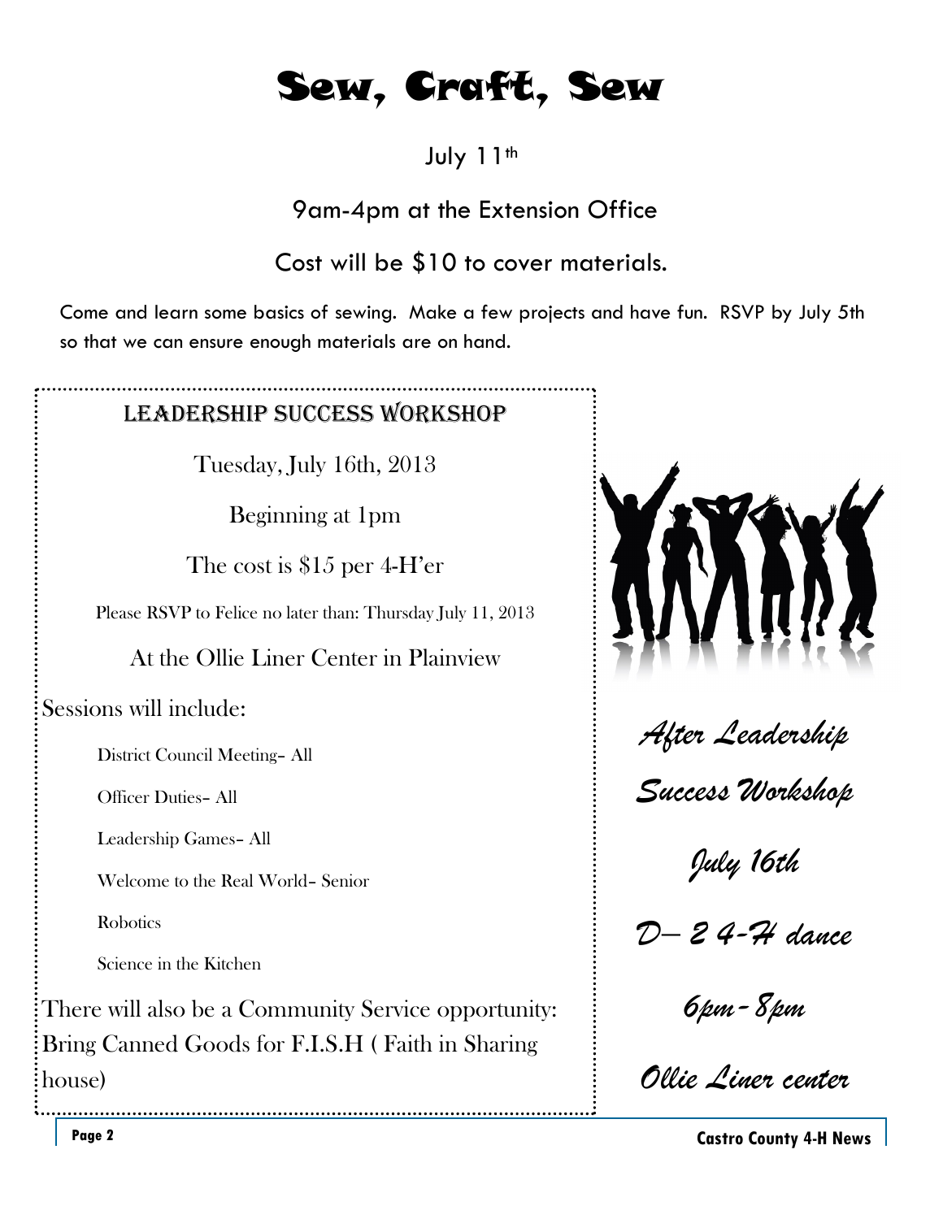# Sew, Craft, Sew

July 11th

9am-4pm at the Extension Office

Cost will be $10 to cover materials.

Come and learn some basics of sewing. Make a few projects and have fun. RSVP by July 5th so that we can ensure enough materials are on hand.

## Leadership Success Workshop

Tuesday, July 16th, 2013

Beginning at 1pm

The cost is $15 per 4-H'er

Please RSVP to Felice no later than: Thursday July 11, 2013

At the Ollie Liner Center in Plainview

Sessions will include:

- District Council Meeting– All
- Officer Duties– All
- Leadership Games– All
- Welcome to the Real World– Senior
- Robotics
- Science in the Kitchen

There will also be a Community Service opportunity: Bring Canned Goods for F.I.S.H ( Faith in Sharing house)

*After Leadership Success Workshop*

*July 16th*

*D– 2 4-H dance*

*6pm-8pm*

*Ollie Liner center*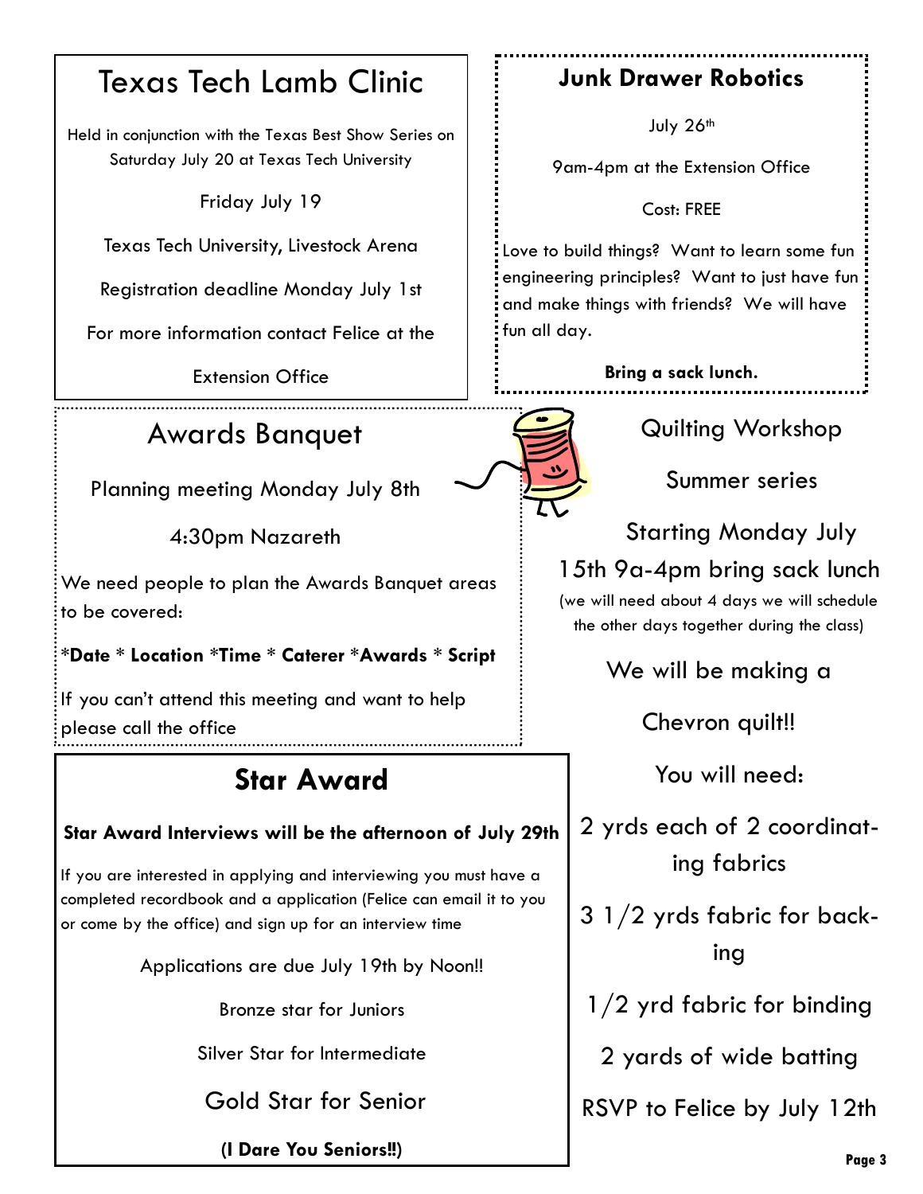# Texas Tech Lamb Clinic

Held in conjunction with the Texas Best Show Series on Saturday July 20 at Texas Tech University

Friday July 19

Texas Tech University, Livestock Arena

Registration deadline Monday July 1st

For more information contact Felice at the Extension Office

## Junk Drawer Robotics

July 26th

9am-4pm at the Extension Office

Cost: FREE

Love to build things? Want to learn some fun engineering principles? Want to just have fun and make things with friends? We will have fun all day.

**Bring a sack lunch.**

# Awards Banquet

Planning meeting Monday July 8th

4:30pm Nazareth

We need people to plan the Awards Banquet areas to be covered:

***Date * Location *Time * Caterer *Awards * Script**

If you can't attend this meeting and want to help please call the office

# Quilting Workshop

Summer series

Starting Monday July 15th 9a-4pm bring sack lunch

(we will need about 4 days we will schedule the other days together during the class)

We will be making a Chevron quilt!!

You will need:

2 yrds each of 2 coordinating fabrics

3 1/2 yrds fabric for backing

1/2 yrd fabric for binding

2 yards of wide batting

RSVP to Felice by July 12th

# Star Award

**Star Award Interviews will be the afternoon of July 29th**

If you are interested in applying and interviewing you must have a completed recordbook and a application (Felice can email it to you or come by the office) and sign up for an interview time

Applications are due July 19th by Noon!!

Bronze star for Juniors

Silver Star for Intermediate

Gold Star for Senior

**(I Dare You Seniors!!)**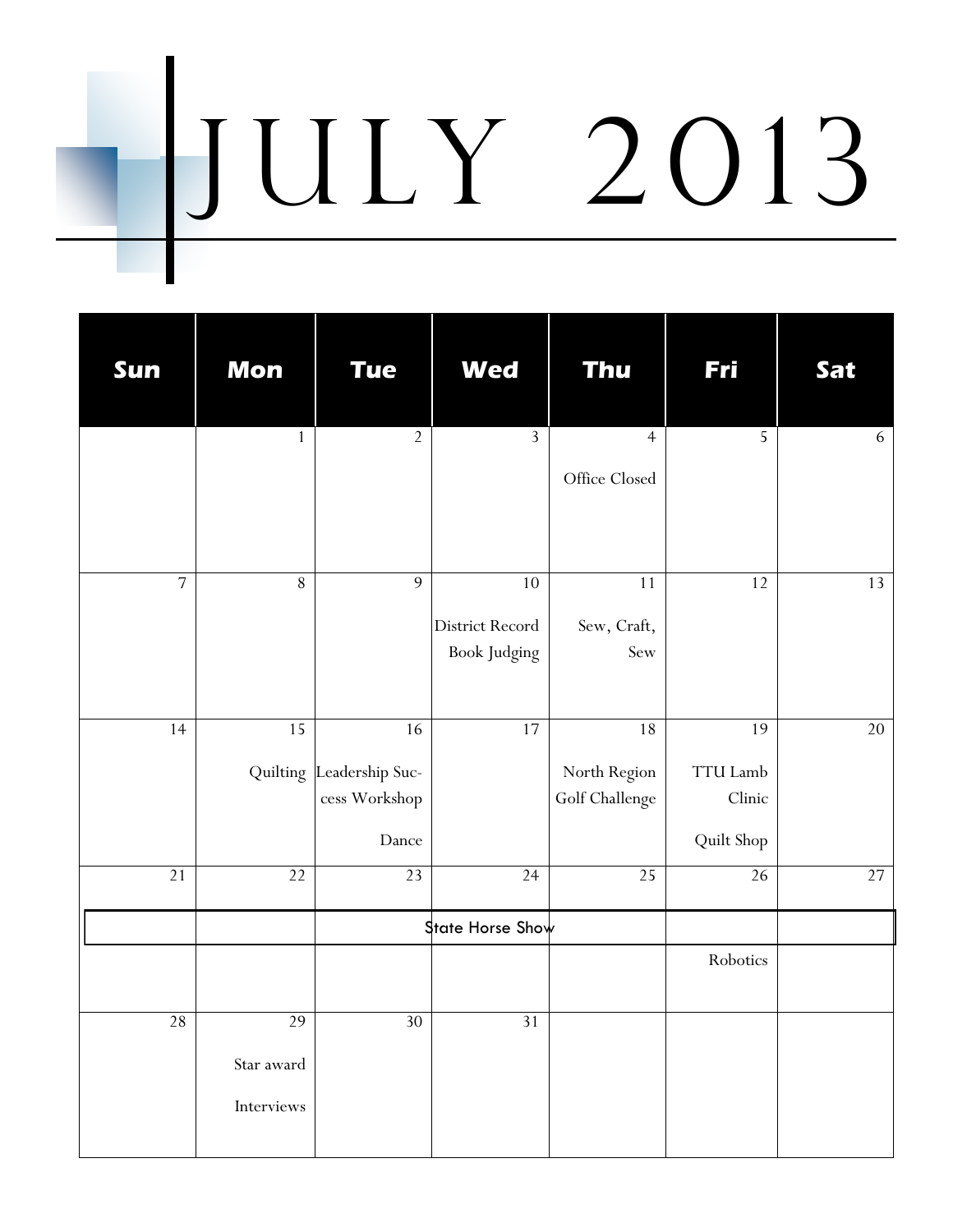# JULY 2013

| Sun | Mon | Tue | Wed | Thu | Fri | Sat |
|---|---|---|---|---|---|---|
| | 1 | 2 | 3 | 4<br>Office Closed | 5 | 6 |
| 7 | 8 | 9 | 10<br>District Record Book Judging | 11<br>Sew, Craft, Sew | 12 | 13 |
| 14 | 15<br>Quilting | 16<br>Leadership Success Workshop<br>Dance | 17 | 18<br>North Region Golf Challenge | 19<br>TTU Lamb Clinic<br>Quilt Shop | 20 |
| 21<br>State Horse Show | 22<br>State Horse Show | 23<br>State Horse Show | 24<br>State Horse Show | 25<br>State Horse Show | 26<br>State Horse Show<br>Robotics | 27<br>State Horse Show |
| 28 | 29<br>Star award Interviews | 30 | 31 | | | |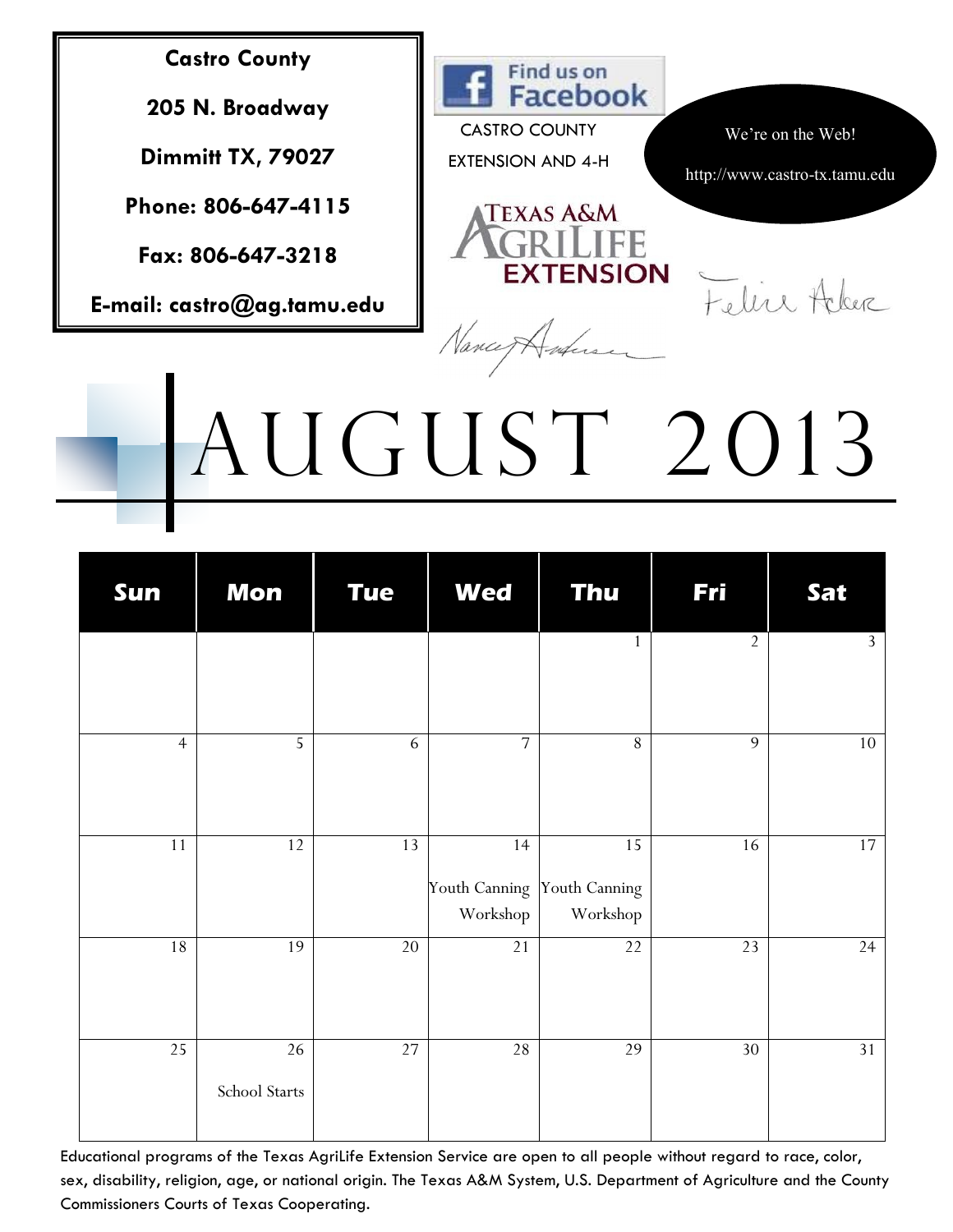**Castro County**

**205 N. Broadway**

**Dimmitt TX, 79027**

**Phone: 806-647-4115**

**Fax: 806-647-3218**

**E-mail: castro@ag.tamu.edu**

Find us on Facebook

CASTRO COUNTY EXTENSION AND 4-H

We're on the Web!

http://www.castro-tx.tamu.edu

Texas A&M AgriLife Extension

# AUGUST 2013

| Sun | Mon | Tue | Wed | Thu | Fri | Sat |
|---|---|---|---|---|---|---|
| | | | | 1 | 2 | 3 |
| 4 | 5 | 6 | 7 | 8 | 9 | 10 |
| 11 | 12 | 13 | 14 Youth Canning Workshop | 15 Youth Canning Workshop | 16 | 17 |
| 18 | 19 | 20 | 21 | 22 | 23 | 24 |
| 25 | 26 School Starts | 27 | 28 | 29 | 30 | 31 |

Educational programs of the Texas AgriLife Extension Service are open to all people without regard to race, color, sex, disability, religion, age, or national origin. The Texas A&M System, U.S. Department of Agriculture and the County Commissioners Courts of Texas Cooperating.